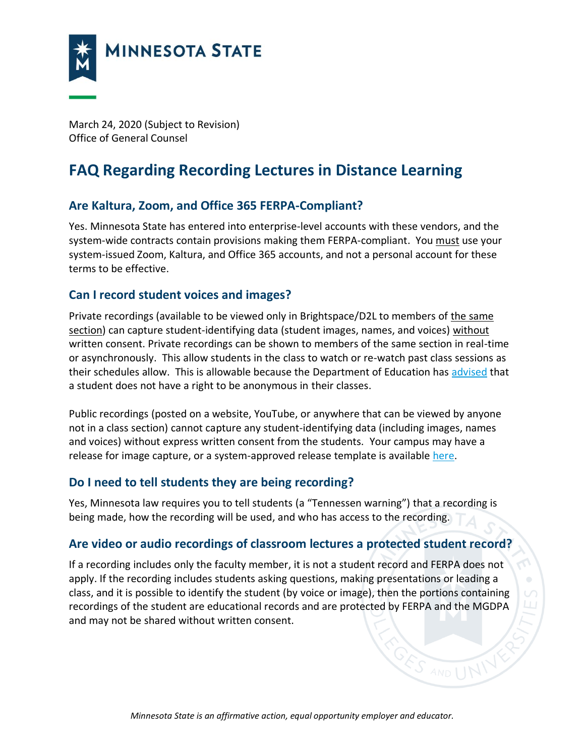MINNESOTA STATE

March 24, 2020 (Subject to Revision)
Office of General Counsel

# FAQ Regarding Recording Lectures in Distance Learning

## Are Kaltura, Zoom, and Office 365 FERPA-Compliant?

Yes. Minnesota State has entered into enterprise-level accounts with these vendors, and the system-wide contracts contain provisions making them FERPA-compliant. You must use your system-issued Zoom, Kaltura, and Office 365 accounts, and not a personal account for these terms to be effective.

## Can I record student voices and images?

Private recordings (available to be viewed only in Brightspace/D2L to members of the same section) can capture student-identifying data (student images, names, and voices) without written consent. Private recordings can be shown to members of the same section in real-time or asynchronously. This allow students in the class to watch or re-watch past class sessions as their schedules allow. This is allowable because the Department of Education has advised that a student does not have a right to be anonymous in their classes.

Public recordings (posted on a website, YouTube, or anywhere that can be viewed by anyone not in a class section) cannot capture any student-identifying data (including images, names and voices) without express written consent from the students. Your campus may have a release for image capture, or a system-approved release template is available here.

## Do I need to tell students they are being recording?

Yes, Minnesota law requires you to tell students (a "Tennessen warning") that a recording is being made, how the recording will be used, and who has access to the recording.

## Are video or audio recordings of classroom lectures a protected student record?

If a recording includes only the faculty member, it is not a student record and FERPA does not apply. If the recording includes students asking questions, making presentations or leading a class, and it is possible to identify the student (by voice or image), then the portions containing recordings of the student are educational records and are protected by FERPA and the MGDPA and may not be shared without written consent.

*Minnesota State is an affirmative action, equal opportunity employer and educator.*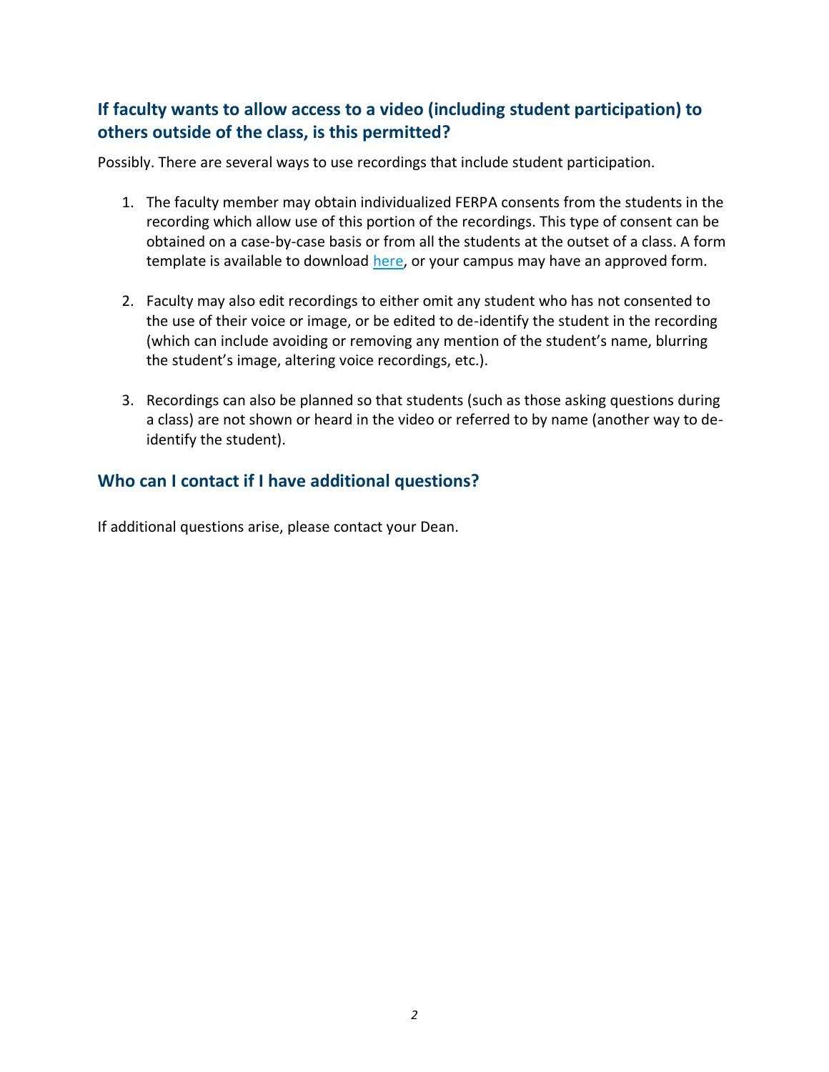## If faculty wants to allow access to a video (including student participation) to others outside of the class, is this permitted?

Possibly. There are several ways to use recordings that include student participation.

1. The faculty member may obtain individualized FERPA consents from the students in the recording which allow use of this portion of the recordings. This type of consent can be obtained on a case-by-case basis or from all the students at the outset of a class. A form template is available to download here, or your campus may have an approved form.

2. Faculty may also edit recordings to either omit any student who has not consented to the use of their voice or image, or be edited to de-identify the student in the recording (which can include avoiding or removing any mention of the student's name, blurring the student's image, altering voice recordings, etc.).

3. Recordings can also be planned so that students (such as those asking questions during a class) are not shown or heard in the video or referred to by name (another way to de-identify the student).

## Who can I contact if I have additional questions?

If additional questions arise, please contact your Dean.